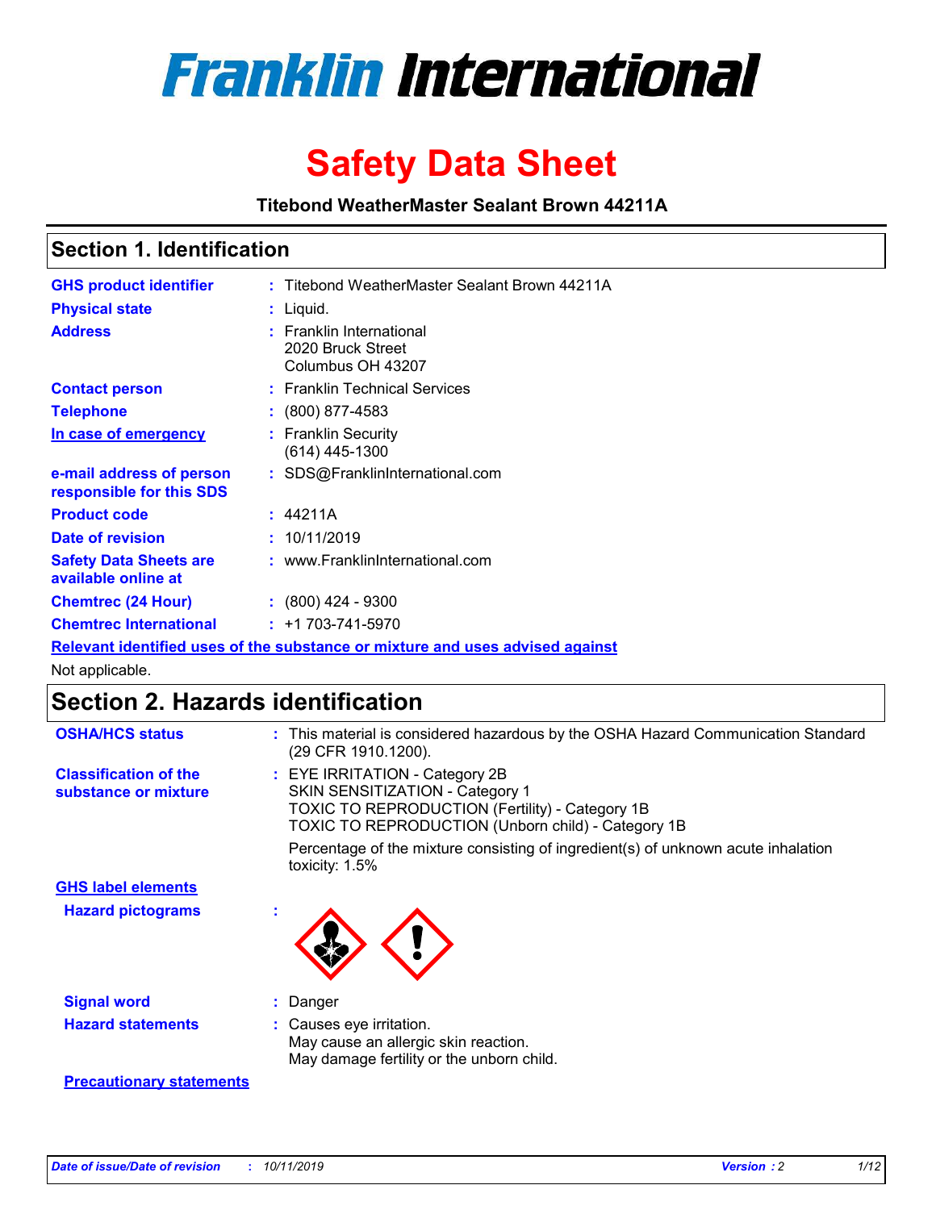# Franklin International

# Safety Data Sheet

**Titebond WeatherMaster Sealant Brown 44211A**

## Section 1. Identification

| | |
|---|---|
| **GHS product identifier** | : Titebond WeatherMaster Sealant Brown 44211A |
| **Physical state** | : Liquid. |
| **Address** | : Franklin International<br>2020 Bruck Street<br>Columbus OH 43207 |
| **Contact person** | : Franklin Technical Services |
| **Telephone** | : (800) 877-4583 |
| **In case of emergency** | : Franklin Security<br>(614) 445-1300 |
| **e-mail address of person responsible for this SDS** | : SDS@FranklinInternational.com |
| **Product code** | : 44211A |
| **Date of revision** | : 10/11/2019 |
| **Safety Data Sheets are available online at** | : www.FranklinInternational.com |
| **Chemtrec (24 Hour)** | : (800) 424 - 9300 |
| **Chemtrec International** | : +1 703-741-5970 |

**Relevant identified uses of the substance or mixture and uses advised against**

Not applicable.

## Section 2. Hazards identification

**OSHA/HCS status** : This material is considered hazardous by the OSHA Hazard Communication Standard (29 CFR 1910.1200).

**Classification of the substance or mixture** : EYE IRRITATION - Category 2B
SKIN SENSITIZATION - Category 1
TOXIC TO REPRODUCTION (Fertility) - Category 1B
TOXIC TO REPRODUCTION (Unborn child) - Category 1B

Percentage of the mixture consisting of ingredient(s) of unknown acute inhalation toxicity: 1.5%

**GHS label elements**

**Hazard pictograms** :

**Signal word** : Danger

**Hazard statements** : Causes eye irritation.
May cause an allergic skin reaction.
May damage fertility or the unborn child.

**Precautionary statements**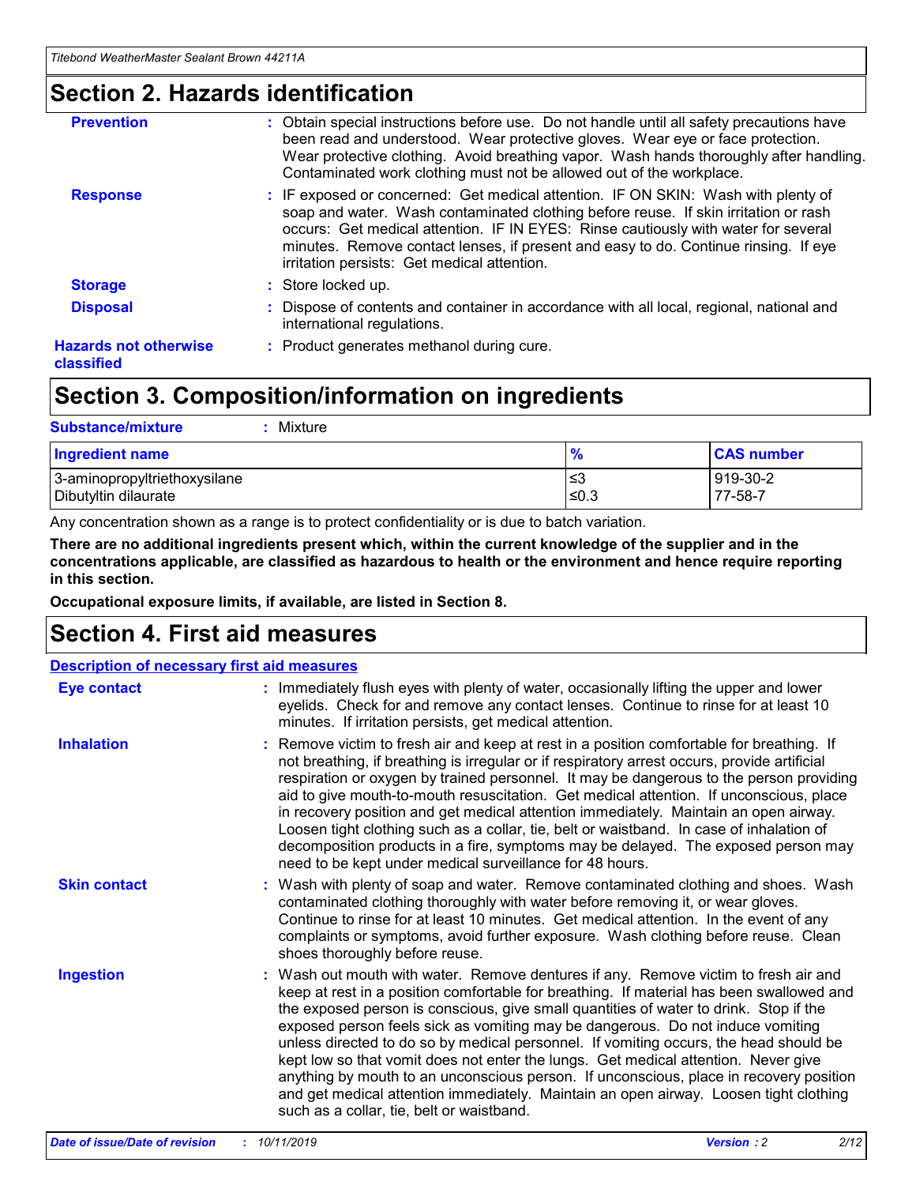## Section 2. Hazards identification

**Prevention** : Obtain special instructions before use. Do not handle until all safety precautions have been read and understood. Wear protective gloves. Wear eye or face protection. Wear protective clothing. Avoid breathing vapor. Wash hands thoroughly after handling. Contaminated work clothing must not be allowed out of the workplace.

**Response** : IF exposed or concerned: Get medical attention. IF ON SKIN: Wash with plenty of soap and water. Wash contaminated clothing before reuse. If skin irritation or rash occurs: Get medical attention. IF IN EYES: Rinse cautiously with water for several minutes. Remove contact lenses, if present and easy to do. Continue rinsing. If eye irritation persists: Get medical attention.

**Storage** : Store locked up.

**Disposal** : Dispose of contents and container in accordance with all local, regional, national and international regulations.

**Hazards not otherwise classified** : Product generates methanol during cure.

## Section 3. Composition/information on ingredients

**Substance/mixture** : Mixture

| Ingredient name | % | CAS number |
|---|---|---|
| 3-aminopropyltriethoxysilane | ≤3 | 919-30-2 |
| Dibutyltin dilaurate | ≤0.3 | 77-58-7 |

Any concentration shown as a range is to protect confidentiality or is due to batch variation.

**There are no additional ingredients present which, within the current knowledge of the supplier and in the concentrations applicable, are classified as hazardous to health or the environment and hence require reporting in this section.**

**Occupational exposure limits, if available, are listed in Section 8.**

## Section 4. First aid measures

**Description of necessary first aid measures**

**Eye contact** : Immediately flush eyes with plenty of water, occasionally lifting the upper and lower eyelids. Check for and remove any contact lenses. Continue to rinse for at least 10 minutes. If irritation persists, get medical attention.

**Inhalation** : Remove victim to fresh air and keep at rest in a position comfortable for breathing. If not breathing, if breathing is irregular or if respiratory arrest occurs, provide artificial respiration or oxygen by trained personnel. It may be dangerous to the person providing aid to give mouth-to-mouth resuscitation. Get medical attention. If unconscious, place in recovery position and get medical attention immediately. Maintain an open airway. Loosen tight clothing such as a collar, tie, belt or waistband. In case of inhalation of decomposition products in a fire, symptoms may be delayed. The exposed person may need to be kept under medical surveillance for 48 hours.

**Skin contact** : Wash with plenty of soap and water. Remove contaminated clothing and shoes. Wash contaminated clothing thoroughly with water before removing it, or wear gloves. Continue to rinse for at least 10 minutes. Get medical attention. In the event of any complaints or symptoms, avoid further exposure. Wash clothing before reuse. Clean shoes thoroughly before reuse.

**Ingestion** : Wash out mouth with water. Remove dentures if any. Remove victim to fresh air and keep at rest in a position comfortable for breathing. If material has been swallowed and the exposed person is conscious, give small quantities of water to drink. Stop if the exposed person feels sick as vomiting may be dangerous. Do not induce vomiting unless directed to do so by medical personnel. If vomiting occurs, the head should be kept low so that vomit does not enter the lungs. Get medical attention. Never give anything by mouth to an unconscious person. If unconscious, place in recovery position and get medical attention immediately. Maintain an open airway. Loosen tight clothing such as a collar, tie, belt or waistband.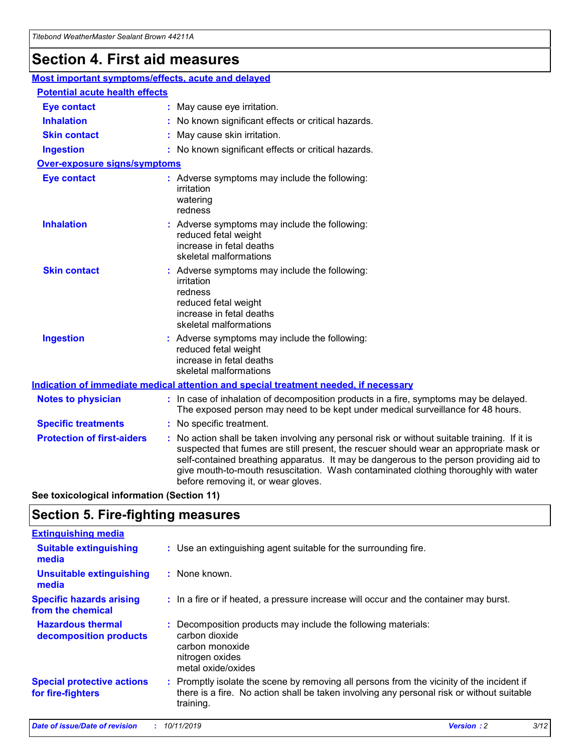# Section 4. First aid measures

## Most important symptoms/effects, acute and delayed

### Potential acute health effects

**Eye contact** : May cause eye irritation.

**Inhalation** : No known significant effects or critical hazards.

**Skin contact** : May cause skin irritation.

**Ingestion** : No known significant effects or critical hazards.

### Over-exposure signs/symptoms

**Eye contact** : Adverse symptoms may include the following:
irritation
watering
redness

**Inhalation** : Adverse symptoms may include the following:
reduced fetal weight
increase in fetal deaths
skeletal malformations

**Skin contact** : Adverse symptoms may include the following:
irritation
redness
reduced fetal weight
increase in fetal deaths
skeletal malformations

**Ingestion** : Adverse symptoms may include the following:
reduced fetal weight
increase in fetal deaths
skeletal malformations

## Indication of immediate medical attention and special treatment needed, if necessary

**Notes to physician** : In case of inhalation of decomposition products in a fire, symptoms may be delayed. The exposed person may need to be kept under medical surveillance for 48 hours.

**Specific treatments** : No specific treatment.

**Protection of first-aiders** : No action shall be taken involving any personal risk or without suitable training. If it is suspected that fumes are still present, the rescuer should wear an appropriate mask or self-contained breathing apparatus. It may be dangerous to the person providing aid to give mouth-to-mouth resuscitation. Wash contaminated clothing thoroughly with water before removing it, or wear gloves.

**See toxicological information (Section 11)**

# Section 5. Fire-fighting measures

## Extinguishing media

**Suitable extinguishing media** : Use an extinguishing agent suitable for the surrounding fire.

**Unsuitable extinguishing media** : None known.

**Specific hazards arising from the chemical** : In a fire or if heated, a pressure increase will occur and the container may burst.

**Hazardous thermal decomposition products** : Decomposition products may include the following materials:
carbon dioxide
carbon monoxide
nitrogen oxides
metal oxide/oxides

**Special protective actions for fire-fighters** : Promptly isolate the scene by removing all persons from the vicinity of the incident if there is a fire. No action shall be taken involving any personal risk or without suitable training.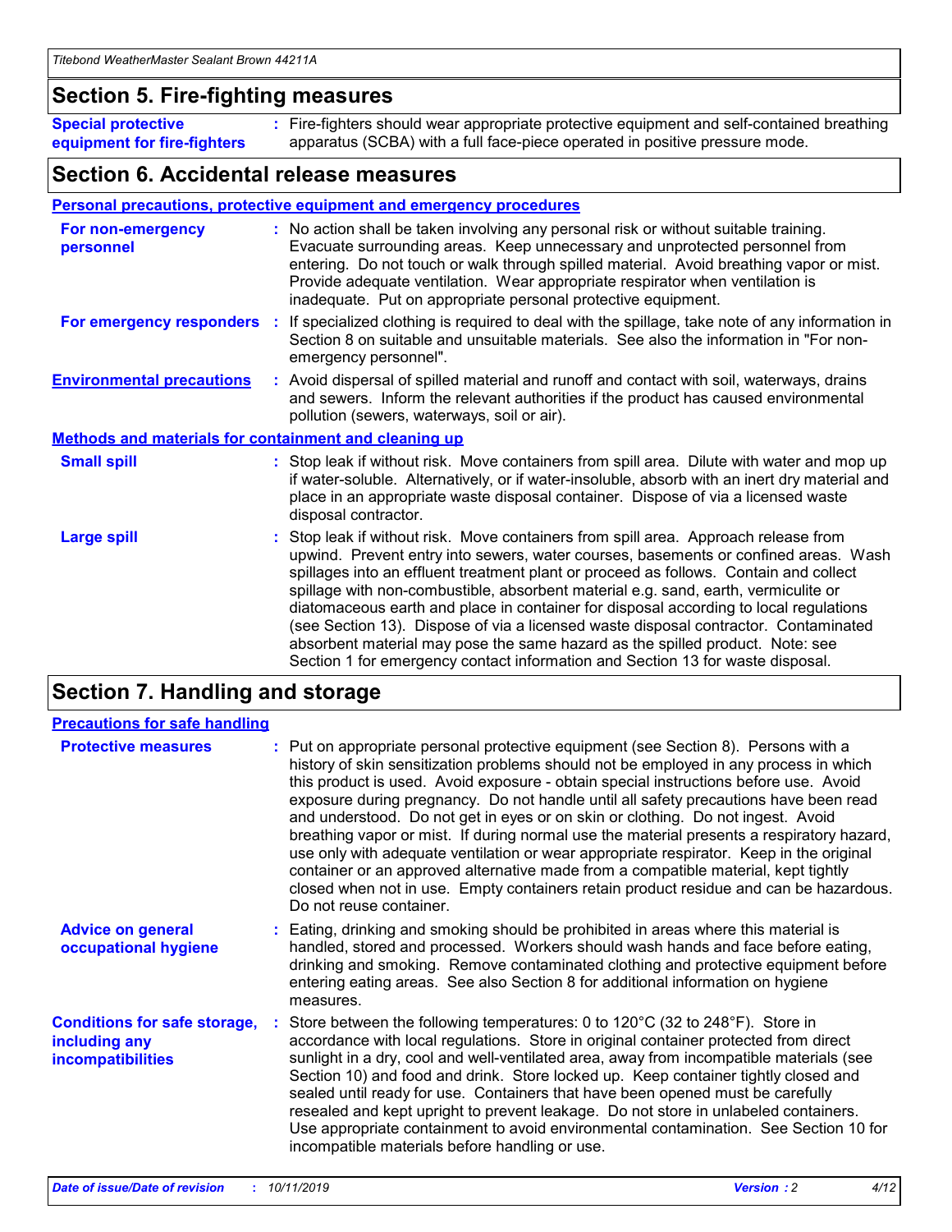## Section 5. Fire-fighting measures

**Special protective equipment for fire-fighters** : Fire-fighters should wear appropriate protective equipment and self-contained breathing apparatus (SCBA) with a full face-piece operated in positive pressure mode.

## Section 6. Accidental release measures

### Personal precautions, protective equipment and emergency procedures

**For non-emergency personnel** : No action shall be taken involving any personal risk or without suitable training. Evacuate surrounding areas. Keep unnecessary and unprotected personnel from entering. Do not touch or walk through spilled material. Avoid breathing vapor or mist. Provide adequate ventilation. Wear appropriate respirator when ventilation is inadequate. Put on appropriate personal protective equipment.

**For emergency responders** : If specialized clothing is required to deal with the spillage, take note of any information in Section 8 on suitable and unsuitable materials. See also the information in "For non-emergency personnel".

**Environmental precautions** : Avoid dispersal of spilled material and runoff and contact with soil, waterways, drains and sewers. Inform the relevant authorities if the product has caused environmental pollution (sewers, waterways, soil or air).

### Methods and materials for containment and cleaning up

**Small spill** : Stop leak if without risk. Move containers from spill area. Dilute with water and mop up if water-soluble. Alternatively, or if water-insoluble, absorb with an inert dry material and place in an appropriate waste disposal container. Dispose of via a licensed waste disposal contractor.

**Large spill** : Stop leak if without risk. Move containers from spill area. Approach release from upwind. Prevent entry into sewers, water courses, basements or confined areas. Wash spillages into an effluent treatment plant or proceed as follows. Contain and collect spillage with non-combustible, absorbent material e.g. sand, earth, vermiculite or diatomaceous earth and place in container for disposal according to local regulations (see Section 13). Dispose of via a licensed waste disposal contractor. Contaminated absorbent material may pose the same hazard as the spilled product. Note: see Section 1 for emergency contact information and Section 13 for waste disposal.

## Section 7. Handling and storage

### Precautions for safe handling

**Protective measures** : Put on appropriate personal protective equipment (see Section 8). Persons with a history of skin sensitization problems should not be employed in any process in which this product is used. Avoid exposure - obtain special instructions before use. Avoid exposure during pregnancy. Do not handle until all safety precautions have been read and understood. Do not get in eyes or on skin or clothing. Do not ingest. Avoid breathing vapor or mist. If during normal use the material presents a respiratory hazard, use only with adequate ventilation or wear appropriate respirator. Keep in the original container or an approved alternative made from a compatible material, kept tightly closed when not in use. Empty containers retain product residue and can be hazardous. Do not reuse container.

**Advice on general occupational hygiene** : Eating, drinking and smoking should be prohibited in areas where this material is handled, stored and processed. Workers should wash hands and face before eating, drinking and smoking. Remove contaminated clothing and protective equipment before entering eating areas. See also Section 8 for additional information on hygiene measures.

**Conditions for safe storage, including any incompatibilities** : Store between the following temperatures: 0 to 120°C (32 to 248°F). Store in accordance with local regulations. Store in original container protected from direct sunlight in a dry, cool and well-ventilated area, away from incompatible materials (see Section 10) and food and drink. Store locked up. Keep container tightly closed and sealed until ready for use. Containers that have been opened must be carefully resealed and kept upright to prevent leakage. Do not store in unlabeled containers. Use appropriate containment to avoid environmental contamination. See Section 10 for incompatible materials before handling or use.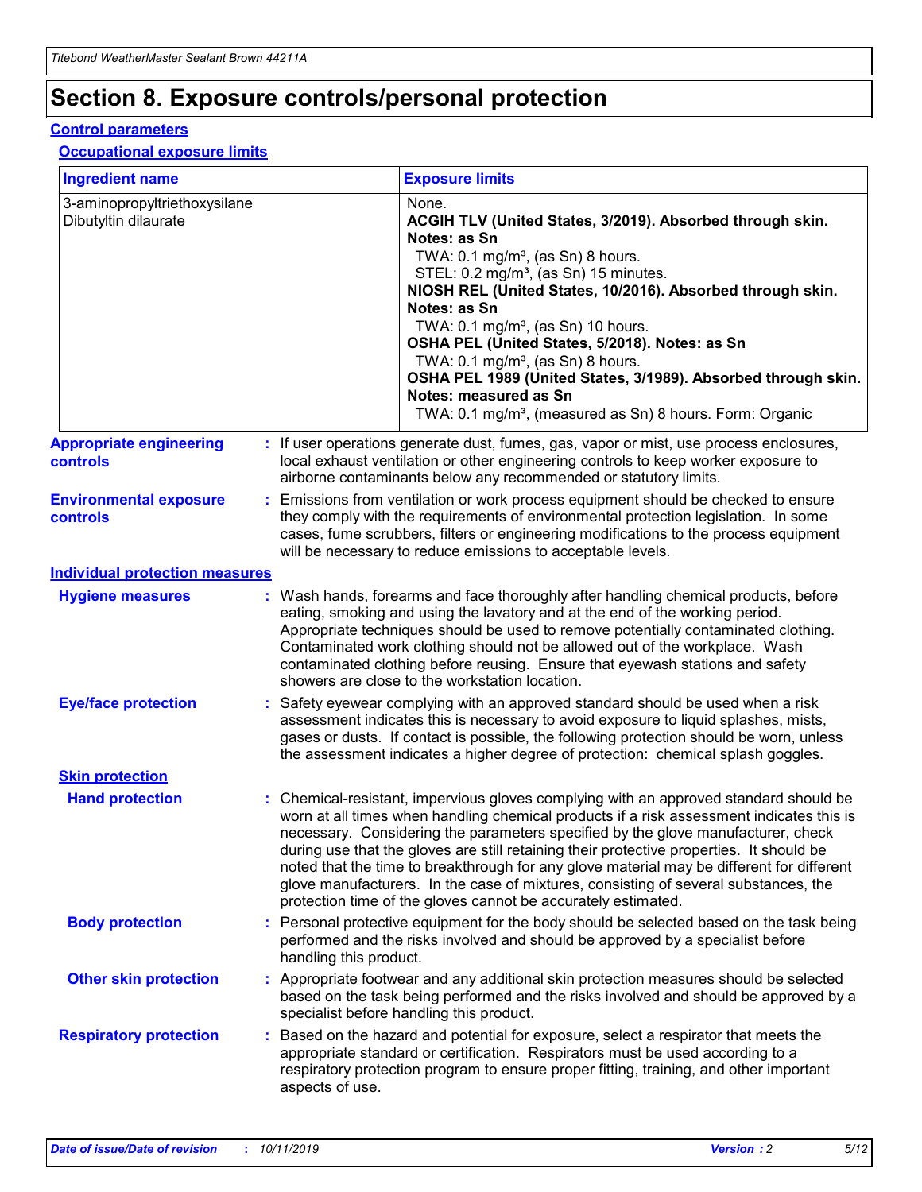# Section 8. Exposure controls/personal protection

## Control parameters

### Occupational exposure limits

| Ingredient name | Exposure limits |
|---|---|
| 3-aminopropyltriethoxysilane<br>Dibutyltin dilaurate | None.<br>**ACGIH TLV (United States, 3/2019). Absorbed through skin. Notes: as Sn**<br>TWA: 0.1 mg/m³, (as Sn) 8 hours.<br>STEL: 0.2 mg/m³, (as Sn) 15 minutes.<br>**NIOSH REL (United States, 10/2016). Absorbed through skin. Notes: as Sn**<br>TWA: 0.1 mg/m³, (as Sn) 10 hours.<br>**OSHA PEL (United States, 5/2018). Notes: as Sn**<br>TWA: 0.1 mg/m³, (as Sn) 8 hours.<br>**OSHA PEL 1989 (United States, 3/1989). Absorbed through skin. Notes: measured as Sn**<br>TWA: 0.1 mg/m³, (measured as Sn) 8 hours. Form: Organic |

**Appropriate engineering controls** : If user operations generate dust, fumes, gas, vapor or mist, use process enclosures, local exhaust ventilation or other engineering controls to keep worker exposure to airborne contaminants below any recommended or statutory limits.

**Environmental exposure controls** : Emissions from ventilation or work process equipment should be checked to ensure they comply with the requirements of environmental protection legislation. In some cases, fume scrubbers, filters or engineering modifications to the process equipment will be necessary to reduce emissions to acceptable levels.

## Individual protection measures

**Hygiene measures** : Wash hands, forearms and face thoroughly after handling chemical products, before eating, smoking and using the lavatory and at the end of the working period. Appropriate techniques should be used to remove potentially contaminated clothing. Contaminated work clothing should not be allowed out of the workplace. Wash contaminated clothing before reusing. Ensure that eyewash stations and safety showers are close to the workstation location.

**Eye/face protection** : Safety eyewear complying with an approved standard should be used when a risk assessment indicates this is necessary to avoid exposure to liquid splashes, mists, gases or dusts. If contact is possible, the following protection should be worn, unless the assessment indicates a higher degree of protection: chemical splash goggles.

### Skin protection

**Hand protection** : Chemical-resistant, impervious gloves complying with an approved standard should be worn at all times when handling chemical products if a risk assessment indicates this is necessary. Considering the parameters specified by the glove manufacturer, check during use that the gloves are still retaining their protective properties. It should be noted that the time to breakthrough for any glove material may be different for different glove manufacturers. In the case of mixtures, consisting of several substances, the protection time of the gloves cannot be accurately estimated.

**Body protection** : Personal protective equipment for the body should be selected based on the task being performed and the risks involved and should be approved by a specialist before handling this product.

**Other skin protection** : Appropriate footwear and any additional skin protection measures should be selected based on the task being performed and the risks involved and should be approved by a specialist before handling this product.

**Respiratory protection** : Based on the hazard and potential for exposure, select a respirator that meets the appropriate standard or certification. Respirators must be used according to a respiratory protection program to ensure proper fitting, training, and other important aspects of use.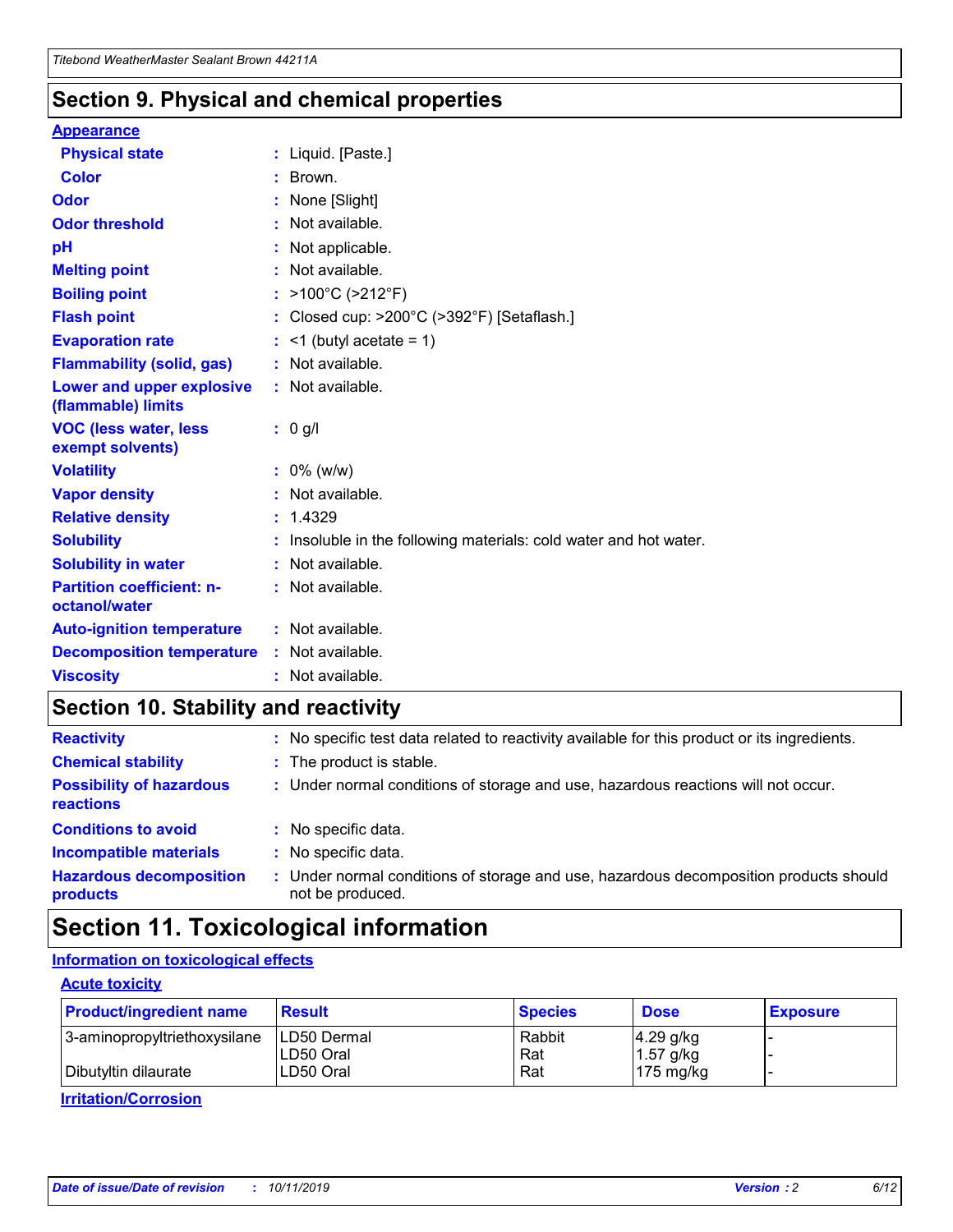## Section 9. Physical and chemical properties

**Appearance**

| | |
|---|---|
| **Physical state** | : Liquid. [Paste.] |
| **Color** | : Brown. |
| **Odor** | : None [Slight] |
| **Odor threshold** | : Not available. |
| **pH** | : Not applicable. |
| **Melting point** | : Not available. |
| **Boiling point** | : >100°C (>212°F) |
| **Flash point** | : Closed cup: >200°C (>392°F) [Setaflash.] |
| **Evaporation rate** | : <1 (butyl acetate = 1) |
| **Flammability (solid, gas)** | : Not available. |
| **Lower and upper explosive (flammable) limits** | : Not available. |
| **VOC (less water, less exempt solvents)** | : 0 g/l |
| **Volatility** | : 0% (w/w) |
| **Vapor density** | : Not available. |
| **Relative density** | : 1.4329 |
| **Solubility** | : Insoluble in the following materials: cold water and hot water. |
| **Solubility in water** | : Not available. |
| **Partition coefficient: n-octanol/water** | : Not available. |
| **Auto-ignition temperature** | : Not available. |
| **Decomposition temperature** | : Not available. |
| **Viscosity** | : Not available. |

## Section 10. Stability and reactivity

| | |
|---|---|
| **Reactivity** | : No specific test data related to reactivity available for this product or its ingredients. |
| **Chemical stability** | : The product is stable. |
| **Possibility of hazardous reactions** | : Under normal conditions of storage and use, hazardous reactions will not occur. |
| **Conditions to avoid** | : No specific data. |
| **Incompatible materials** | : No specific data. |
| **Hazardous decomposition products** | : Under normal conditions of storage and use, hazardous decomposition products should not be produced. |

## Section 11. Toxicological information

**Information on toxicological effects**

**Acute toxicity**

| Product/ingredient name | Result | Species | Dose | Exposure |
|---|---|---|---|---|
| 3-aminopropyltriethoxysilane | LD50 Dermal | Rabbit | 4.29 g/kg | - |
| | LD50 Oral | Rat | 1.57 g/kg | - |
| Dibutyltin dilaurate | LD50 Oral | Rat | 175 mg/kg | - |

**Irritation/Corrosion**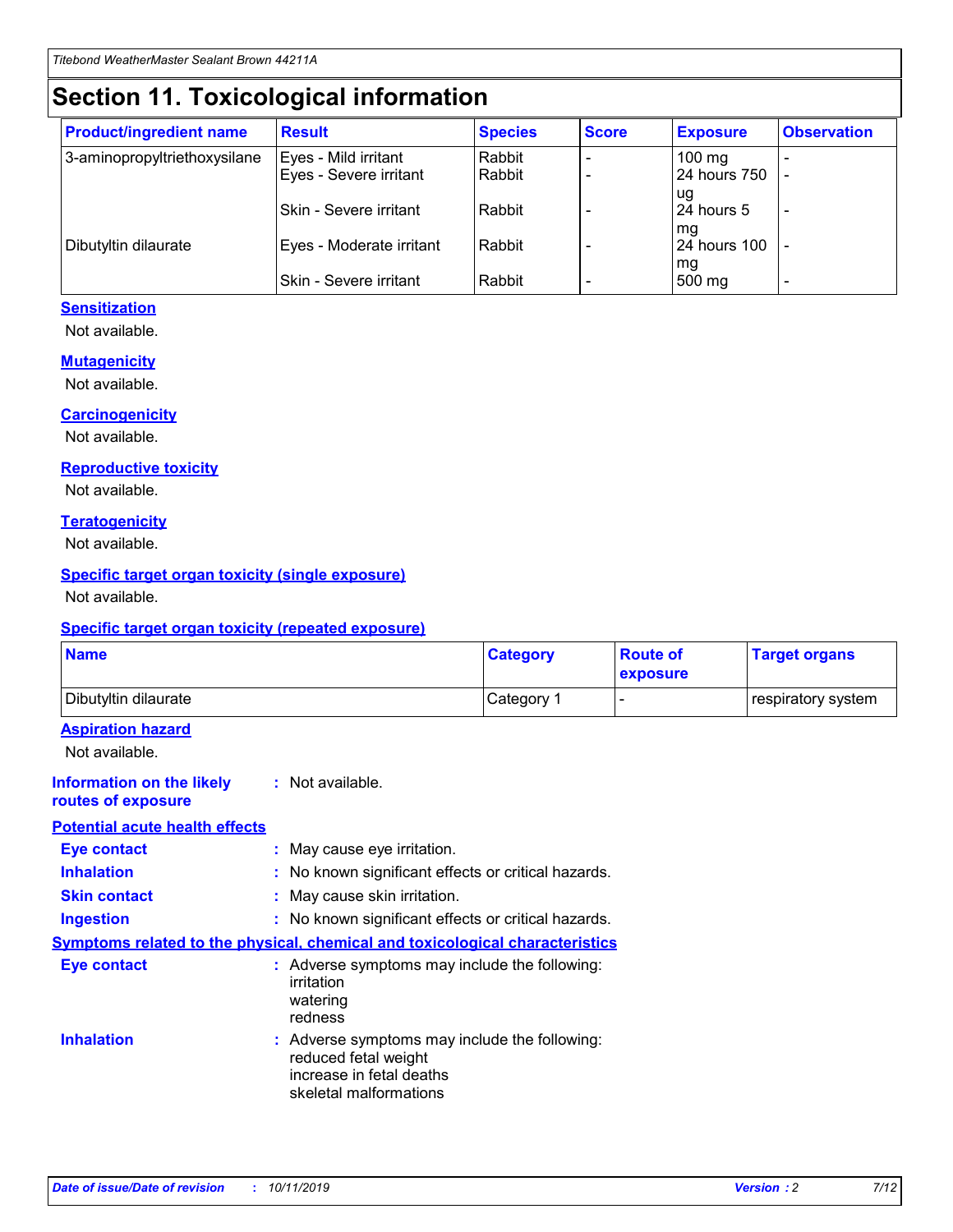# Section 11. Toxicological information

| Product/ingredient name | Result | Species | Score | Exposure | Observation |
| --- | --- | --- | --- | --- | --- |
| 3-aminopropyltriethoxysilane | Eyes - Mild irritant | Rabbit | - | 100 mg | - |
| | Eyes - Severe irritant | Rabbit | - | 24 hours 750 ug | - |
| | Skin - Severe irritant | Rabbit | - | 24 hours 5 mg | - |
| Dibutyltin dilaurate | Eyes - Moderate irritant | Rabbit | - | 24 hours 100 mg | - |
| | Skin - Severe irritant | Rabbit | - | 500 mg | - |

### Sensitization

Not available.

### Mutagenicity

Not available.

### Carcinogenicity

Not available.

### Reproductive toxicity

Not available.

### Teratogenicity

Not available.

### Specific target organ toxicity (single exposure)

Not available.

### Specific target organ toxicity (repeated exposure)

| Name | Category | Route of exposure | Target organs |
| --- | --- | --- | --- |
| Dibutyltin dilaurate | Category 1 | - | respiratory system |

### Aspiration hazard

Not available.

**Information on the likely routes of exposure** : Not available.

### Potential acute health effects

**Eye contact** : May cause eye irritation.

**Inhalation** : No known significant effects or critical hazards.

**Skin contact** : May cause skin irritation.

**Ingestion** : No known significant effects or critical hazards.

### Symptoms related to the physical, chemical and toxicological characteristics

**Eye contact** : Adverse symptoms may include the following:
irritation
watering
redness

**Inhalation** : Adverse symptoms may include the following:
reduced fetal weight
increase in fetal deaths
skeletal malformations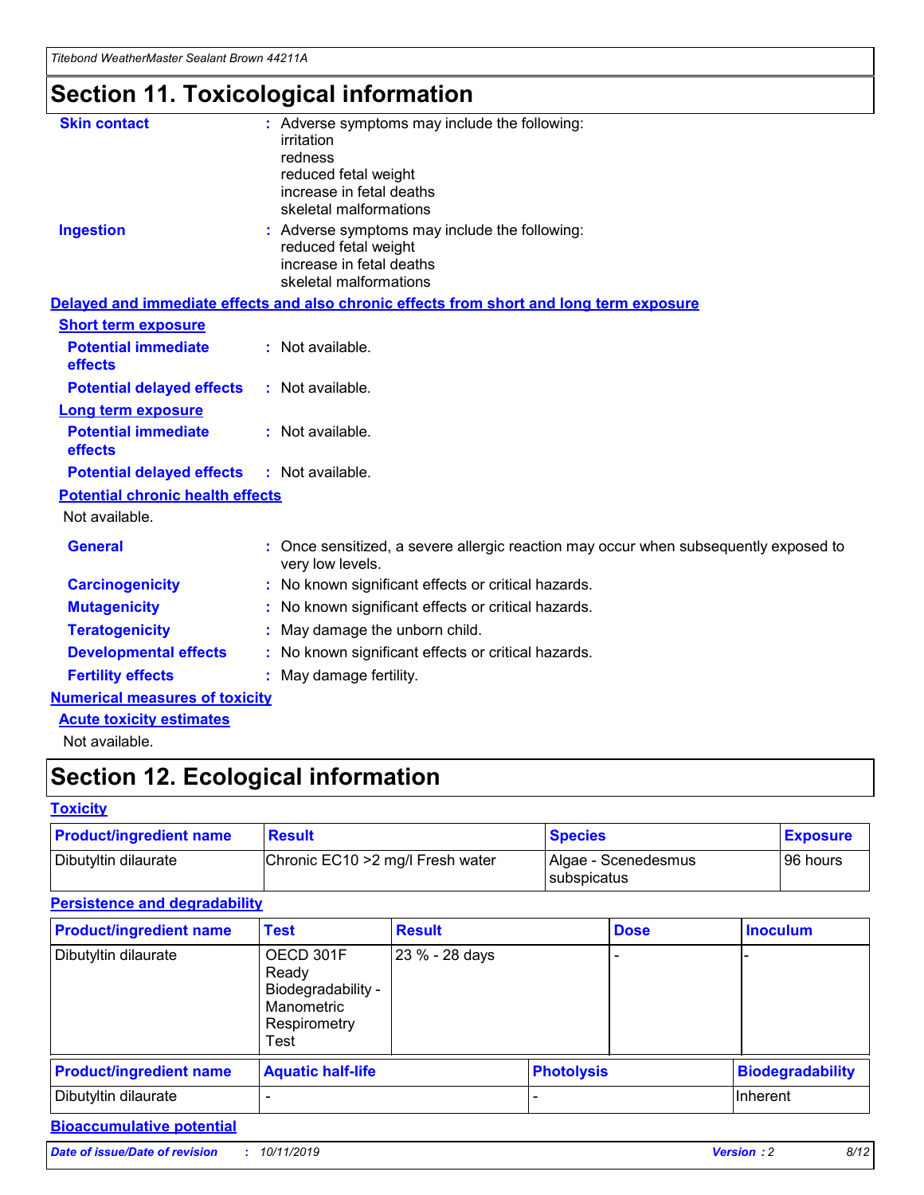# Section 11. Toxicological information

**Skin contact** : Adverse symptoms may include the following:
irritation
redness
reduced fetal weight
increase in fetal deaths
skeletal malformations

**Ingestion** : Adverse symptoms may include the following:
reduced fetal weight
increase in fetal deaths
skeletal malformations

**Delayed and immediate effects and also chronic effects from short and long term exposure**

**Short term exposure**

**Potential immediate effects** : Not available.

**Potential delayed effects** : Not available.

**Long term exposure**

**Potential immediate effects** : Not available.

**Potential delayed effects** : Not available.

**Potential chronic health effects**

Not available.

**General** : Once sensitized, a severe allergic reaction may occur when subsequently exposed to very low levels.

**Carcinogenicity** : No known significant effects or critical hazards.

**Mutagenicity** : No known significant effects or critical hazards.

**Teratogenicity** : May damage the unborn child.

**Developmental effects** : No known significant effects or critical hazards.

**Fertility effects** : May damage fertility.

**Numerical measures of toxicity**

**Acute toxicity estimates**

Not available.

# Section 12. Ecological information

**Toxicity**

| Product/ingredient name | Result | Species | Exposure |
|---|---|---|---|
| Dibutyltin dilaurate | Chronic EC10 >2 mg/l Fresh water | Algae - Scenedesmus subspicatus | 96 hours |

**Persistence and degradability**

| Product/ingredient name | Test | Result | Dose | Inoculum |
|---|---|---|---|---|
| Dibutyltin dilaurate | OECD 301F Ready Biodegradability - Manometric Respirometry Test | 23 % - 28 days | - | - |

| Product/ingredient name | Aquatic half-life | Photolysis | Biodegradability |
|---|---|---|---|
| Dibutyltin dilaurate | - | - | Inherent |

**Bioaccumulative potential**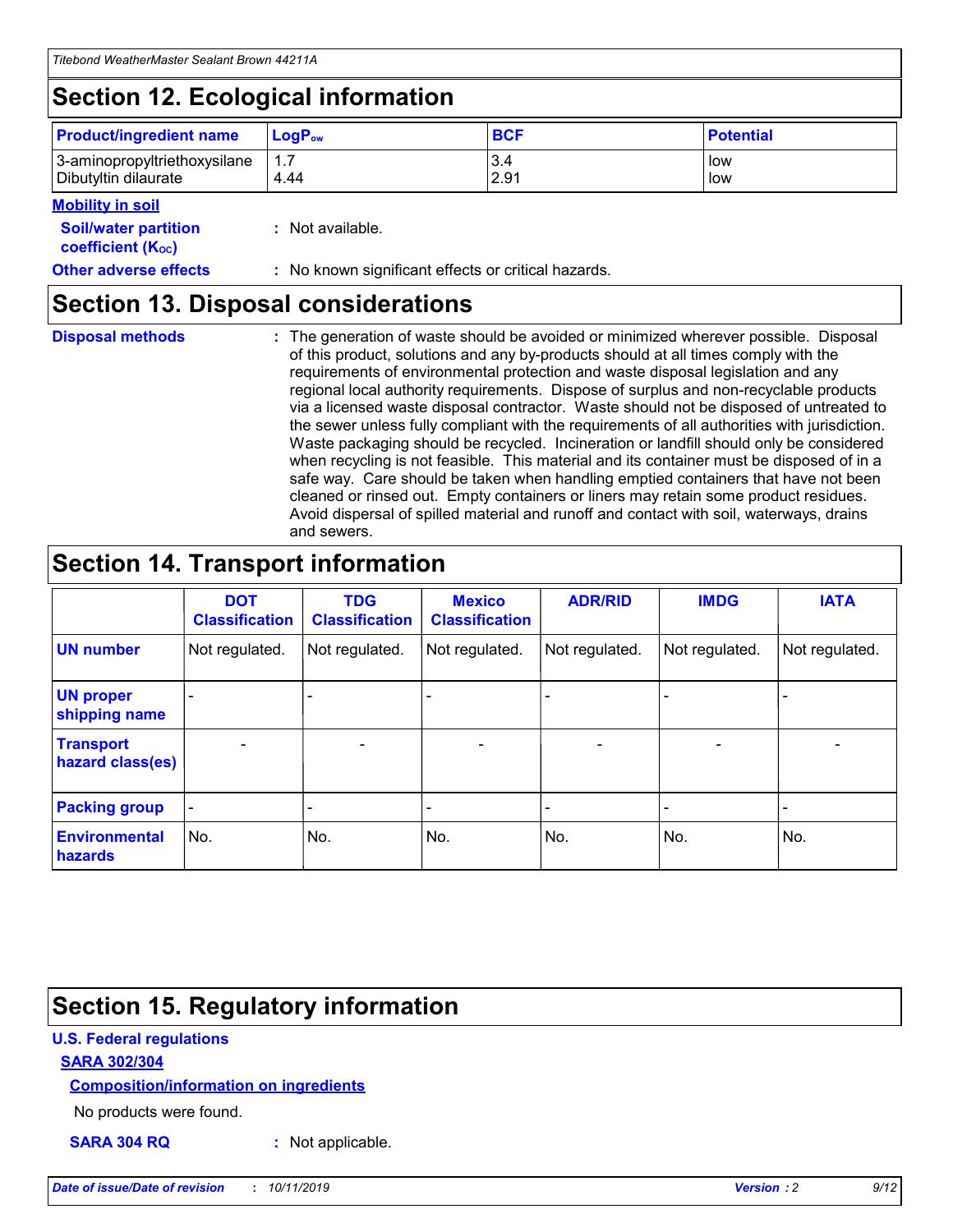## Section 12. Ecological information

| Product/ingredient name | $LogP_{ow}$ | BCF | Potential |
|---|---|---|---|
| 3-aminopropyltriethoxysilane | 1.7 | 3.4 | low |
| Dibutyltin dilaurate | 4.44 | 2.91 | low |

**Mobility in soil**

**Soil/water partition coefficient ($K_{OC}$)** : Not available.

**Other adverse effects** : No known significant effects or critical hazards.

## Section 13. Disposal considerations

**Disposal methods** : The generation of waste should be avoided or minimized wherever possible. Disposal of this product, solutions and any by-products should at all times comply with the requirements of environmental protection and waste disposal legislation and any regional local authority requirements. Dispose of surplus and non-recyclable products via a licensed waste disposal contractor. Waste should not be disposed of untreated to the sewer unless fully compliant with the requirements of all authorities with jurisdiction. Waste packaging should be recycled. Incineration or landfill should only be considered when recycling is not feasible. This material and its container must be disposed of in a safe way. Care should be taken when handling emptied containers that have not been cleaned or rinsed out. Empty containers or liners may retain some product residues. Avoid dispersal of spilled material and runoff and contact with soil, waterways, drains and sewers.

## Section 14. Transport information

| | DOT Classification | TDG Classification | Mexico Classification | ADR/RID | IMDG | IATA |
|---|---|---|---|---|---|---|
| UN number | Not regulated. | Not regulated. | Not regulated. | Not regulated. | Not regulated. | Not regulated. |
| UN proper shipping name | - | - | - | - | - | - |
| Transport hazard class(es) | - | - | - | - | - | - |
| Packing group | - | - | - | - | - | - |
| Environmental hazards | No. | No. | No. | No. | No. | No. |

## Section 15. Regulatory information

**U.S. Federal regulations**

**SARA 302/304**

**Composition/information on ingredients**

No products were found.

**SARA 304 RQ** : Not applicable.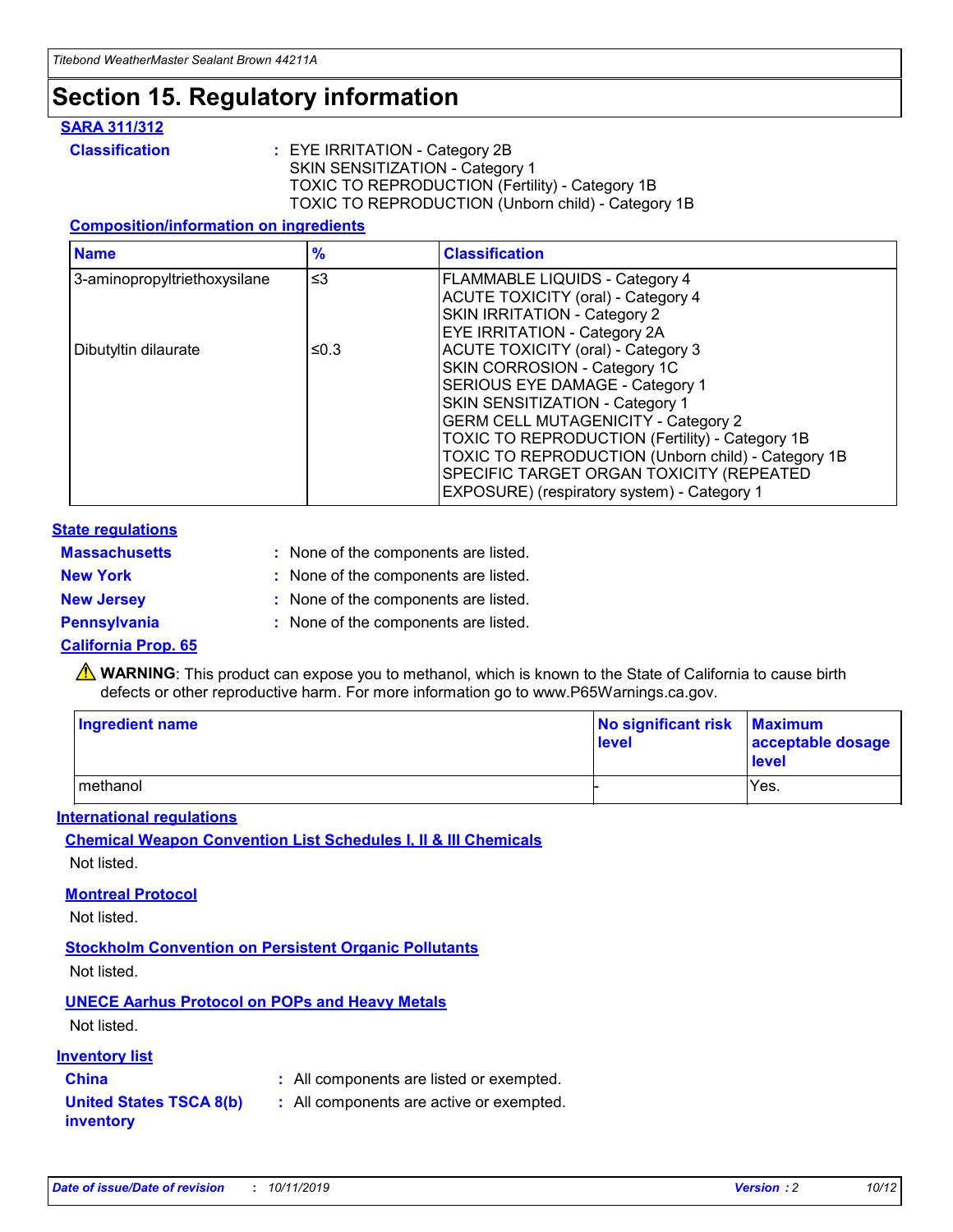# Section 15. Regulatory information

**SARA 311/312**

**Classification** : EYE IRRITATION - Category 2B
SKIN SENSITIZATION - Category 1
TOXIC TO REPRODUCTION (Fertility) - Category 1B
TOXIC TO REPRODUCTION (Unborn child) - Category 1B

**Composition/information on ingredients**

| Name | % | Classification |
| --- | --- | --- |
| 3-aminopropyltriethoxysilane | ≤3 | FLAMMABLE LIQUIDS - Category 4<br>ACUTE TOXICITY (oral) - Category 4<br>SKIN IRRITATION - Category 2<br>EYE IRRITATION - Category 2A |
| Dibutyltin dilaurate | ≤0.3 | ACUTE TOXICITY (oral) - Category 3<br>SKIN CORROSION - Category 1C<br>SERIOUS EYE DAMAGE - Category 1<br>SKIN SENSITIZATION - Category 1<br>GERM CELL MUTAGENICITY - Category 2<br>TOXIC TO REPRODUCTION (Fertility) - Category 1B<br>TOXIC TO REPRODUCTION (Unborn child) - Category 1B<br>SPECIFIC TARGET ORGAN TOXICITY (REPEATED EXPOSURE) (respiratory system) - Category 1 |

**State regulations**

**Massachusetts** : None of the components are listed.

**New York** : None of the components are listed.

**New Jersey** : None of the components are listed.

**Pennsylvania** : None of the components are listed.

**California Prop. 65**

⚠ **WARNING**: This product can expose you to methanol, which is known to the State of California to cause birth defects or other reproductive harm. For more information go to www.P65Warnings.ca.gov.

| Ingredient name | No significant risk level | Maximum acceptable dosage level |
| --- | --- | --- |
| methanol | - | Yes. |

**International regulations**

**Chemical Weapon Convention List Schedules I, II & III Chemicals**

Not listed.

**Montreal Protocol**

Not listed.

**Stockholm Convention on Persistent Organic Pollutants**

Not listed.

**UNECE Aarhus Protocol on POPs and Heavy Metals**

Not listed.

**Inventory list**

**China** : All components are listed or exempted.

**United States TSCA 8(b) inventory** : All components are active or exempted.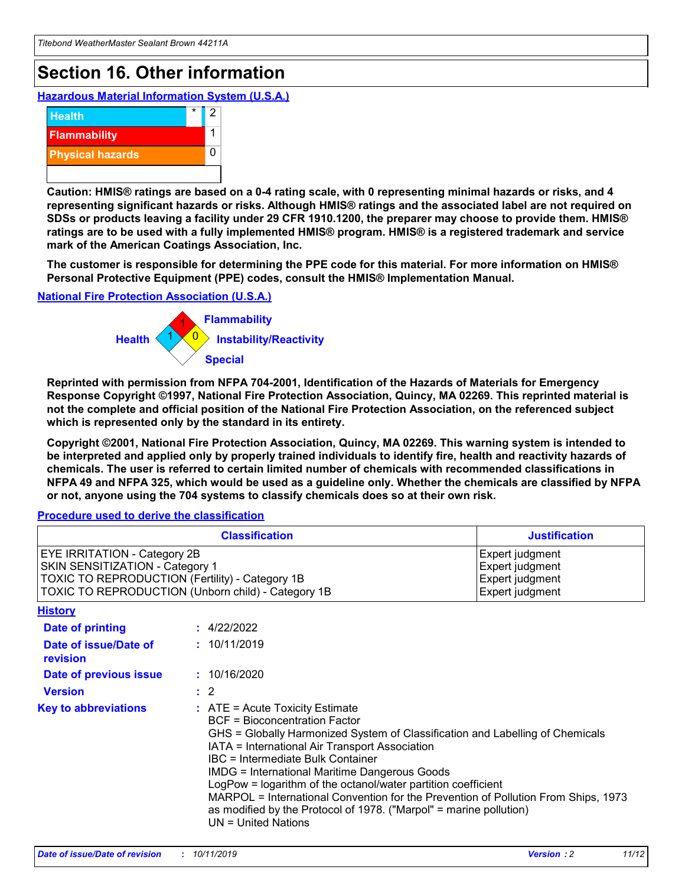## Section 16. Other information

**Hazardous Material Information System (U.S.A.)**

| | | |
|---|---|---|
| Health | * | 2 |
| Flammability | | 1 |
| Physical hazards | | 0 |

**Caution: HMIS® ratings are based on a 0-4 rating scale, with 0 representing minimal hazards or risks, and 4 representing significant hazards or risks. Although HMIS® ratings and the associated label are not required on SDSs or products leaving a facility under 29 CFR 1910.1200, the preparer may choose to provide them. HMIS® ratings are to be used with a fully implemented HMIS® program. HMIS® is a registered trademark and service mark of the American Coatings Association, Inc.**

**The customer is responsible for determining the PPE code for this material. For more information on HMIS® Personal Protective Equipment (PPE) codes, consult the HMIS® Implementation Manual.**

**National Fire Protection Association (U.S.A.)**

Flammability: 1
Health: 1
Instability/Reactivity: 0
Special:

**Reprinted with permission from NFPA 704-2001, Identification of the Hazards of Materials for Emergency Response Copyright ©1997, National Fire Protection Association, Quincy, MA 02269. This reprinted material is not the complete and official position of the National Fire Protection Association, on the referenced subject which is represented only by the standard in its entirety.**

**Copyright ©2001, National Fire Protection Association, Quincy, MA 02269. This warning system is intended to be interpreted and applied only by properly trained individuals to identify fire, health and reactivity hazards of chemicals. The user is referred to certain limited number of chemicals with recommended classifications in NFPA 49 and NFPA 325, which would be used as a guideline only. Whether the chemicals are classified by NFPA or not, anyone using the 704 systems to classify chemicals does so at their own risk.**

**Procedure used to derive the classification**

| Classification | Justification |
|---|---|
| EYE IRRITATION - Category 2B | Expert judgment |
| SKIN SENSITIZATION - Category 1 | Expert judgment |
| TOXIC TO REPRODUCTION (Fertility) - Category 1B | Expert judgment |
| TOXIC TO REPRODUCTION (Unborn child) - Category 1B | Expert judgment |

**History**

**Date of printing** : 4/22/2022

**Date of issue/Date of revision** : 10/11/2019

**Date of previous issue** : 10/16/2020

**Version** : 2

**Key to abbreviations** : ATE = Acute Toxicity Estimate
BCF = Bioconcentration Factor
GHS = Globally Harmonized System of Classification and Labelling of Chemicals
IATA = International Air Transport Association
IBC = Intermediate Bulk Container
IMDG = International Maritime Dangerous Goods
LogPow = logarithm of the octanol/water partition coefficient
MARPOL = International Convention for the Prevention of Pollution From Ships, 1973 as modified by the Protocol of 1978. ("Marpol" = marine pollution)
UN = United Nations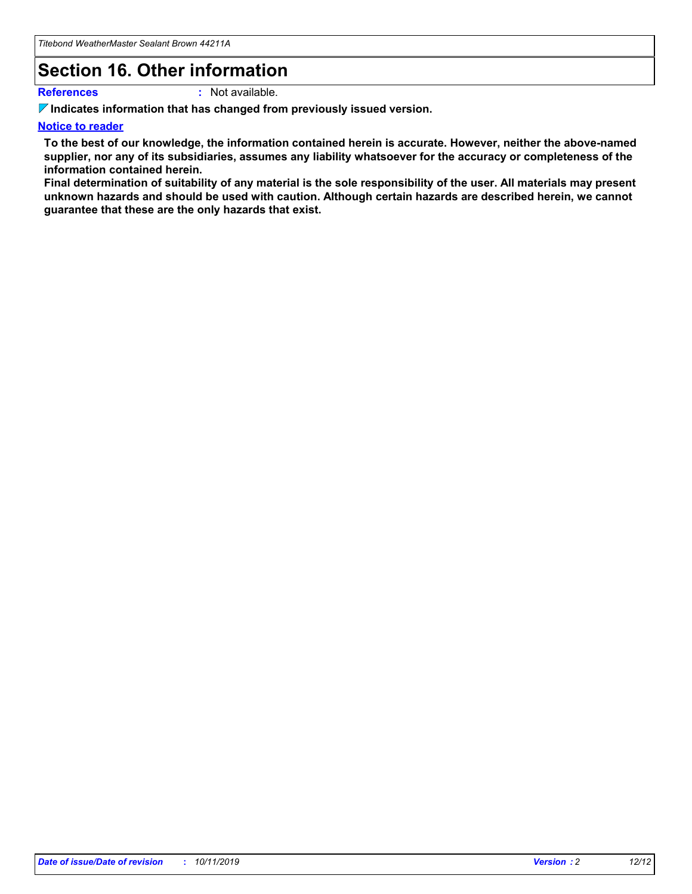# Section 16. Other information

**References** : Not available.

**Indicates information that has changed from previously issued version.**

**Notice to reader**

**To the best of our knowledge, the information contained herein is accurate. However, neither the above-named supplier, nor any of its subsidiaries, assumes any liability whatsoever for the accuracy or completeness of the information contained herein.**

**Final determination of suitability of any material is the sole responsibility of the user. All materials may present unknown hazards and should be used with caution. Although certain hazards are described herein, we cannot guarantee that these are the only hazards that exist.**